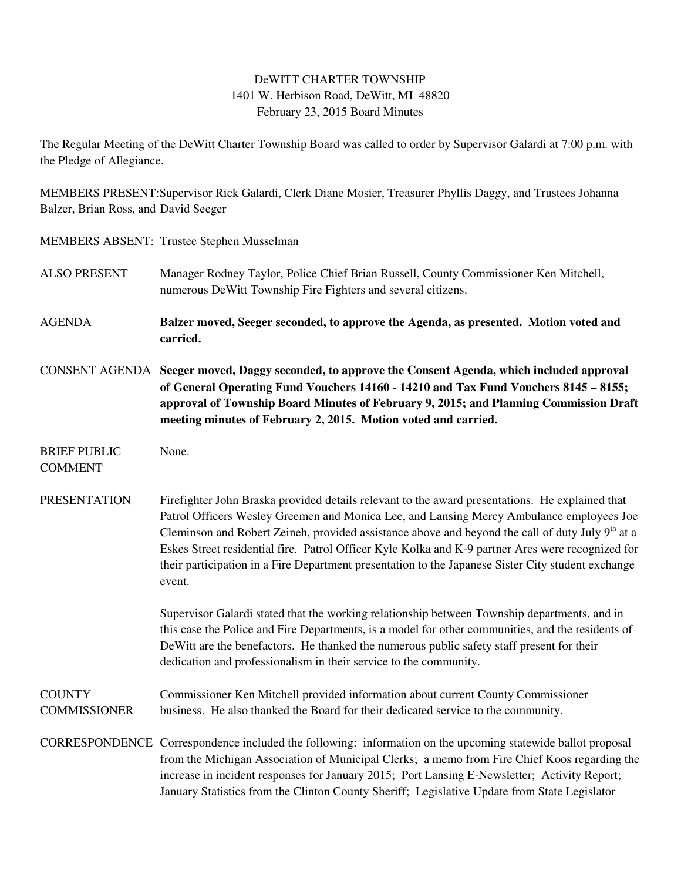DeWITT CHARTER TOWNSHIP
1401 W. Herbison Road, DeWitt, MI 48820
February 23, 2015 Board Minutes

The Regular Meeting of the DeWitt Charter Township Board was called to order by Supervisor Galardi at 7:00 p.m. with the Pledge of Allegiance.

MEMBERS PRESENT: Supervisor Rick Galardi, Clerk Diane Mosier, Treasurer Phyllis Daggy, and Trustees Johanna Balzer, Brian Ross, and David Seeger

MEMBERS ABSENT: Trustee Stephen Musselman

ALSO PRESENT: Manager Rodney Taylor, Police Chief Brian Russell, County Commissioner Ken Mitchell, numerous DeWitt Township Fire Fighters and several citizens.

AGENDA: **Balzer moved, Seeger seconded, to approve the Agenda, as presented. Motion voted and carried.**

CONSENT AGENDA: **Seeger moved, Daggy seconded, to approve the Consent Agenda, which included approval of General Operating Fund Vouchers 14160 - 14210 and Tax Fund Vouchers 8145 – 8155; approval of Township Board Minutes of February 9, 2015; and Planning Commission Draft meeting minutes of February 2, 2015. Motion voted and carried.**

BRIEF PUBLIC COMMENT: None.

PRESENTATION: Firefighter John Braska provided details relevant to the award presentations. He explained that Patrol Officers Wesley Greemen and Monica Lee, and Lansing Mercy Ambulance employees Joe Cleminson and Robert Zeineh, provided assistance above and beyond the call of duty July 9th at a Eskes Street residential fire. Patrol Officer Kyle Kolka and K-9 partner Ares were recognized for their participation in a Fire Department presentation to the Japanese Sister City student exchange event.

Supervisor Galardi stated that the working relationship between Township departments, and in this case the Police and Fire Departments, is a model for other communities, and the residents of DeWitt are the benefactors. He thanked the numerous public safety staff present for their dedication and professionalism in their service to the community.

COUNTY COMMISSIONER: Commissioner Ken Mitchell provided information about current County Commissioner business. He also thanked the Board for their dedicated service to the community.

CORRESPONDENCE: Correspondence included the following: information on the upcoming statewide ballot proposal from the Michigan Association of Municipal Clerks; a memo from Fire Chief Koos regarding the increase in incident responses for January 2015; Port Lansing E-Newsletter; Activity Report; January Statistics from the Clinton County Sheriff; Legislative Update from State Legislator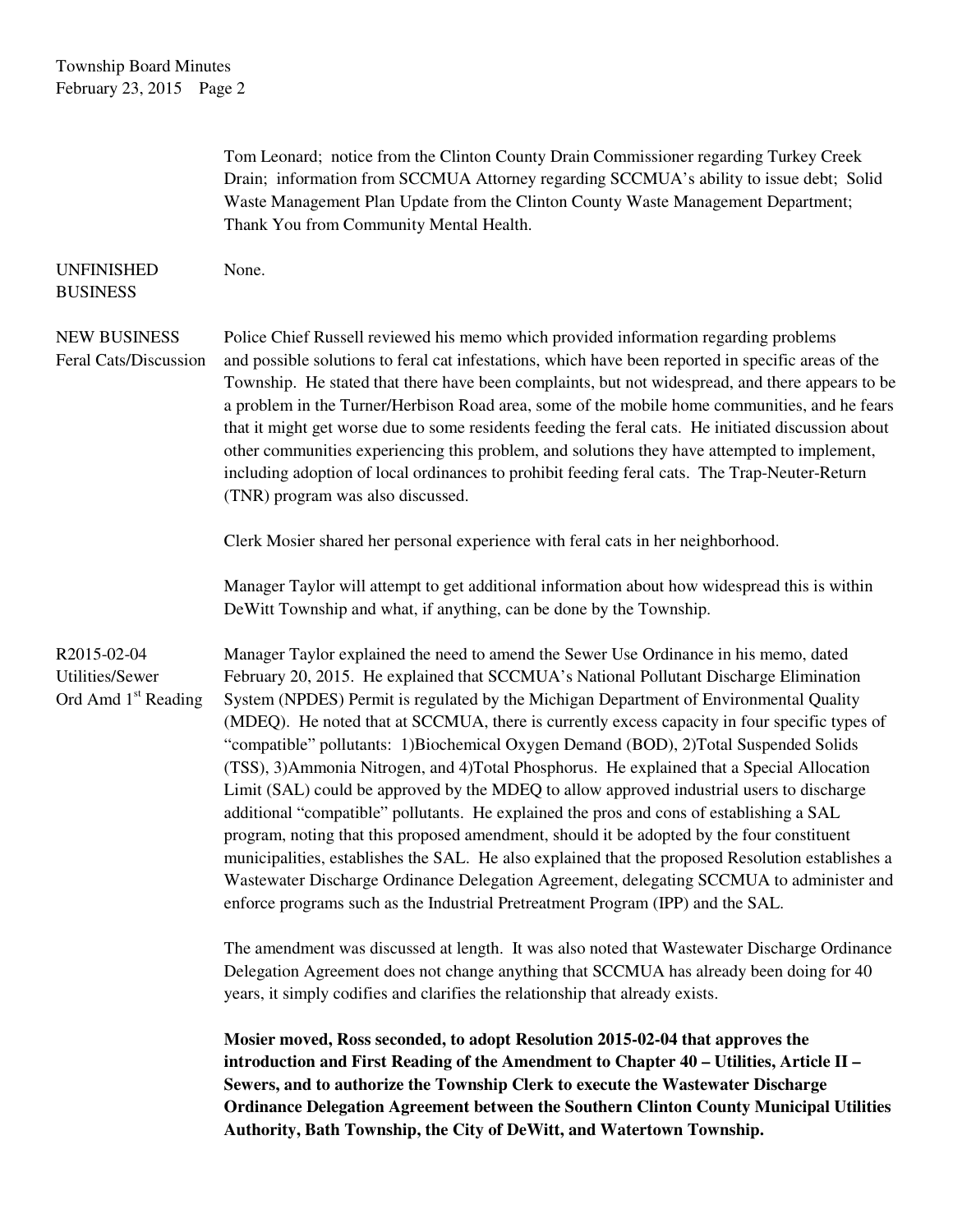Tom Leonard; notice from the Clinton County Drain Commissioner regarding Turkey Creek Drain; information from SCCMUA Attorney regarding SCCMUA's ability to issue debt; Solid Waste Management Plan Update from the Clinton County Waste Management Department; Thank You from Community Mental Health.

**UNFINISHED BUSINESS**

None.

**NEW BUSINESS**
**Feral Cats/Discussion**

Police Chief Russell reviewed his memo which provided information regarding problems and possible solutions to feral cat infestations, which have been reported in specific areas of the Township. He stated that there have been complaints, but not widespread, and there appears to be a problem in the Turner/Herbison Road area, some of the mobile home communities, and he fears that it might get worse due to some residents feeding the feral cats. He initiated discussion about other communities experiencing this problem, and solutions they have attempted to implement, including adoption of local ordinances to prohibit feeding feral cats. The Trap-Neuter-Return (TNR) program was also discussed.

Clerk Mosier shared her personal experience with feral cats in her neighborhood.

Manager Taylor will attempt to get additional information about how widespread this is within DeWitt Township and what, if anything, can be done by the Township.

**R2015-02-04**
**Utilities/Sewer Ord Amd 1st Reading**

Manager Taylor explained the need to amend the Sewer Use Ordinance in his memo, dated February 20, 2015. He explained that SCCMUA's National Pollutant Discharge Elimination System (NPDES) Permit is regulated by the Michigan Department of Environmental Quality (MDEQ). He noted that at SCCMUA, there is currently excess capacity in four specific types of "compatible" pollutants: 1)Biochemical Oxygen Demand (BOD), 2)Total Suspended Solids (TSS), 3)Ammonia Nitrogen, and 4)Total Phosphorus. He explained that a Special Allocation Limit (SAL) could be approved by the MDEQ to allow approved industrial users to discharge additional "compatible" pollutants. He explained the pros and cons of establishing a SAL program, noting that this proposed amendment, should it be adopted by the four constituent municipalities, establishes the SAL. He also explained that the proposed Resolution establishes a Wastewater Discharge Ordinance Delegation Agreement, delegating SCCMUA to administer and enforce programs such as the Industrial Pretreatment Program (IPP) and the SAL.

The amendment was discussed at length. It was also noted that Wastewater Discharge Ordinance Delegation Agreement does not change anything that SCCMUA has already been doing for 40 years, it simply codifies and clarifies the relationship that already exists.

**Mosier moved, Ross seconded, to adopt Resolution 2015-02-04 that approves the introduction and First Reading of the Amendment to Chapter 40 – Utilities, Article II – Sewers, and to authorize the Township Clerk to execute the Wastewater Discharge Ordinance Delegation Agreement between the Southern Clinton County Municipal Utilities Authority, Bath Township, the City of DeWitt, and Watertown Township.**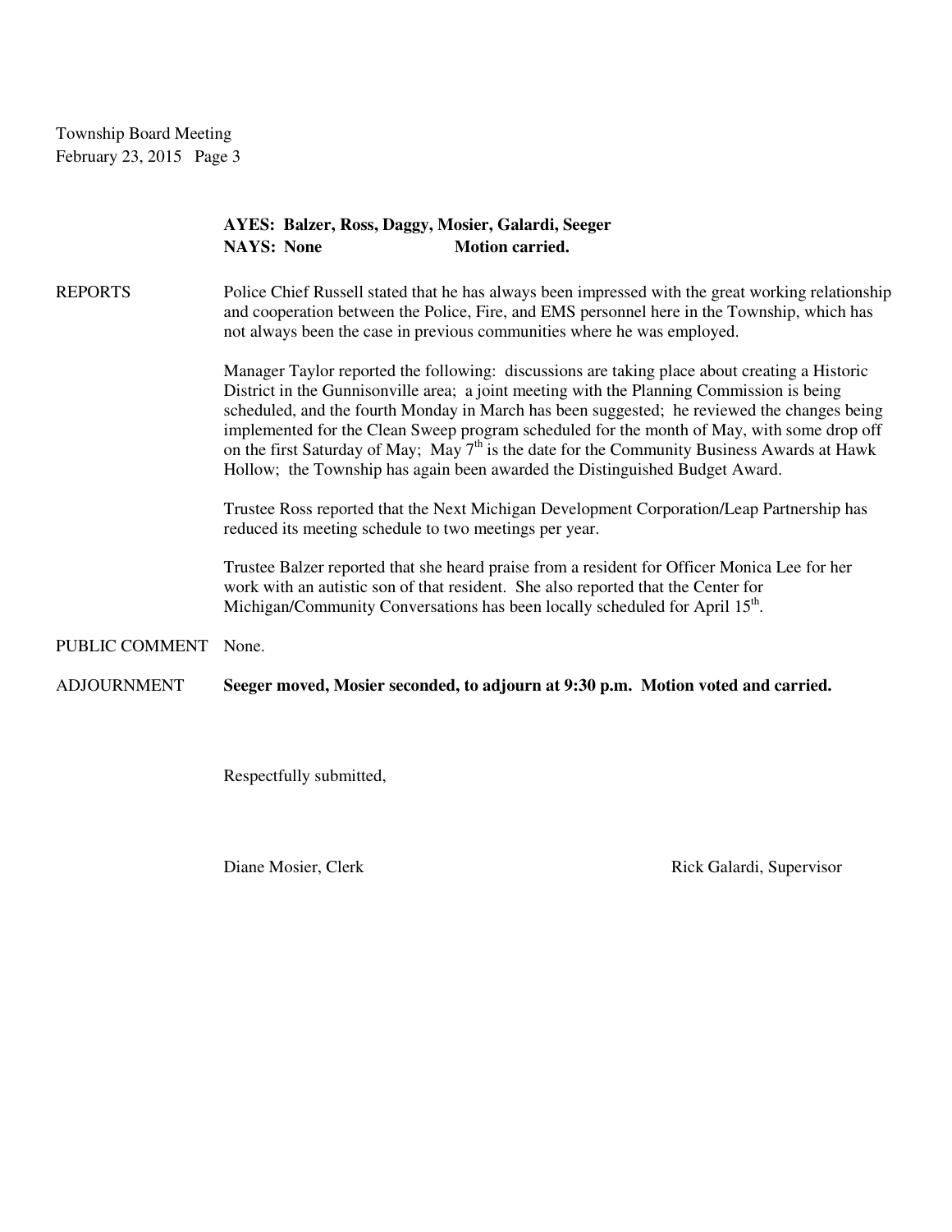**AYES: Balzer, Ross, Daggy, Mosier, Galardi, Seeger**
**NAYS: None Motion carried.**

REPORTS

Police Chief Russell stated that he has always been impressed with the great working relationship and cooperation between the Police, Fire, and EMS personnel here in the Township, which has not always been the case in previous communities where he was employed.

Manager Taylor reported the following: discussions are taking place about creating a Historic District in the Gunnisonville area; a joint meeting with the Planning Commission is being scheduled, and the fourth Monday in March has been suggested; he reviewed the changes being implemented for the Clean Sweep program scheduled for the month of May, with some drop off on the first Saturday of May; May 7th is the date for the Community Business Awards at Hawk Hollow; the Township has again been awarded the Distinguished Budget Award.

Trustee Ross reported that the Next Michigan Development Corporation/Leap Partnership has reduced its meeting schedule to two meetings per year.

Trustee Balzer reported that she heard praise from a resident for Officer Monica Lee for her work with an autistic son of that resident. She also reported that the Center for Michigan/Community Conversations has been locally scheduled for April 15th.

PUBLIC COMMENT None.

ADJOURNMENT **Seeger moved, Mosier seconded, to adjourn at 9:30 p.m. Motion voted and carried.**

Respectfully submitted,

Diane Mosier, Clerk

Rick Galardi, Supervisor